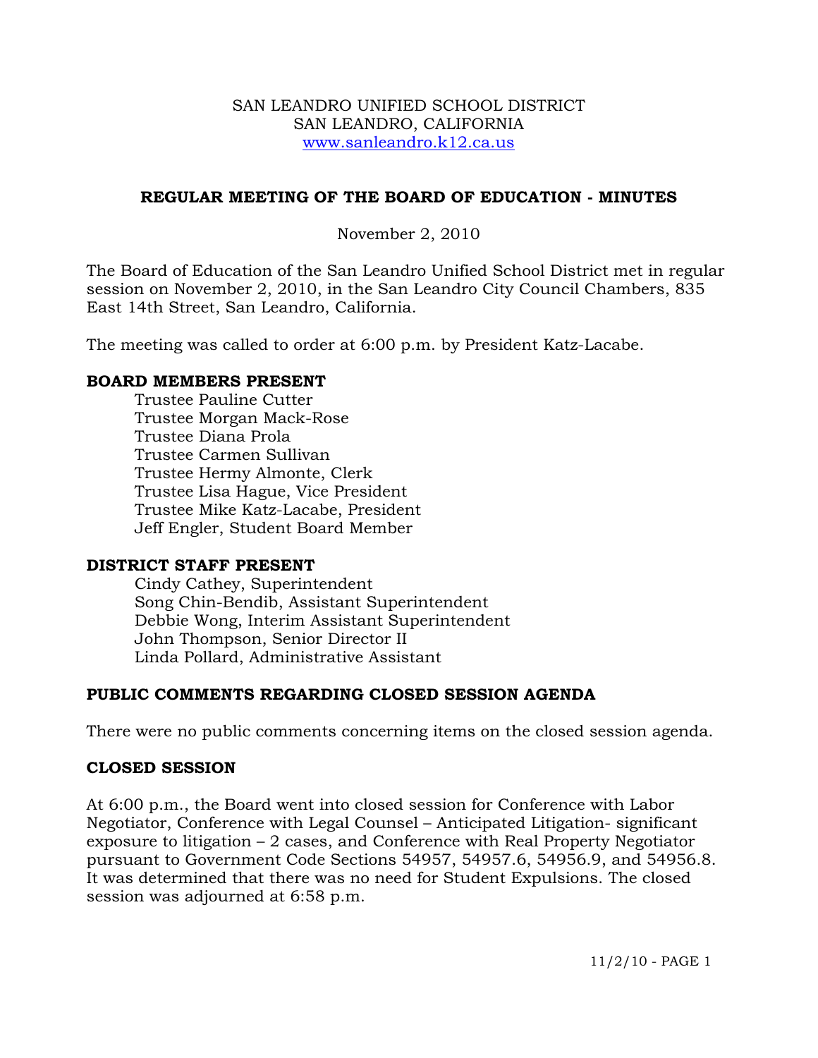SAN LEANDRO UNIFIED SCHOOL DISTRICT
SAN LEANDRO, CALIFORNIA
www.sanleandro.k12.ca.us

## REGULAR MEETING OF THE BOARD OF EDUCATION - MINUTES

November 2, 2010

The Board of Education of the San Leandro Unified School District met in regular session on November 2, 2010, in the San Leandro City Council Chambers, 835 East 14th Street, San Leandro, California.

The meeting was called to order at 6:00 p.m. by President Katz-Lacabe.

### BOARD MEMBERS PRESENT

Trustee Pauline Cutter
Trustee Morgan Mack-Rose
Trustee Diana Prola
Trustee Carmen Sullivan
Trustee Hermy Almonte, Clerk
Trustee Lisa Hague, Vice President
Trustee Mike Katz-Lacabe, President
Jeff Engler, Student Board Member

### DISTRICT STAFF PRESENT

Cindy Cathey, Superintendent
Song Chin-Bendib, Assistant Superintendent
Debbie Wong, Interim Assistant Superintendent
John Thompson, Senior Director II
Linda Pollard, Administrative Assistant

### PUBLIC COMMENTS REGARDING CLOSED SESSION AGENDA

There were no public comments concerning items on the closed session agenda.

### CLOSED SESSION

At 6:00 p.m., the Board went into closed session for Conference with Labor Negotiator, Conference with Legal Counsel – Anticipated Litigation- significant exposure to litigation – 2 cases, and Conference with Real Property Negotiator pursuant to Government Code Sections 54957, 54957.6, 54956.9, and 54956.8. It was determined that there was no need for Student Expulsions. The closed session was adjourned at 6:58 p.m.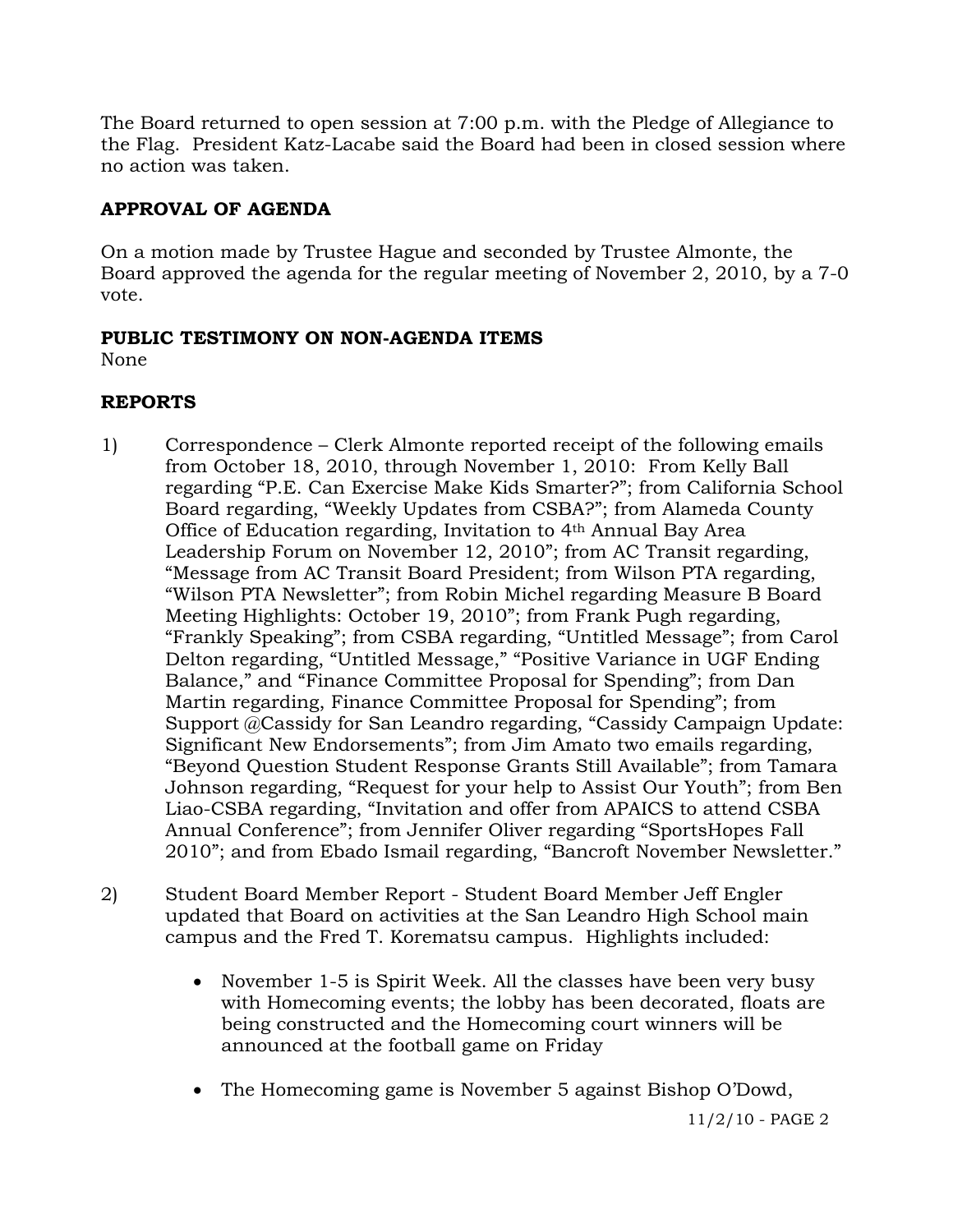The Board returned to open session at 7:00 p.m. with the Pledge of Allegiance to the Flag. President Katz-Lacabe said the Board had been in closed session where no action was taken.

## APPROVAL OF AGENDA

On a motion made by Trustee Hague and seconded by Trustee Almonte, the Board approved the agenda for the regular meeting of November 2, 2010, by a 7-0 vote.

## PUBLIC TESTIMONY ON NON-AGENDA ITEMS

None

## REPORTS

1) Correspondence – Clerk Almonte reported receipt of the following emails from October 18, 2010, through November 1, 2010: From Kelly Ball regarding "P.E. Can Exercise Make Kids Smarter?"; from California School Board regarding, "Weekly Updates from CSBA?"; from Alameda County Office of Education regarding, Invitation to 4th Annual Bay Area Leadership Forum on November 12, 2010"; from AC Transit regarding, "Message from AC Transit Board President; from Wilson PTA regarding, "Wilson PTA Newsletter"; from Robin Michel regarding Measure B Board Meeting Highlights: October 19, 2010"; from Frank Pugh regarding, "Frankly Speaking"; from CSBA regarding, "Untitled Message"; from Carol Delton regarding, "Untitled Message," "Positive Variance in UGF Ending Balance," and "Finance Committee Proposal for Spending"; from Dan Martin regarding, Finance Committee Proposal for Spending"; from Support @Cassidy for San Leandro regarding, "Cassidy Campaign Update: Significant New Endorsements"; from Jim Amato two emails regarding, "Beyond Question Student Response Grants Still Available"; from Tamara Johnson regarding, "Request for your help to Assist Our Youth"; from Ben Liao-CSBA regarding, "Invitation and offer from APAICS to attend CSBA Annual Conference"; from Jennifer Oliver regarding "SportsHopes Fall 2010"; and from Ebado Ismail regarding, "Bancroft November Newsletter."

2) Student Board Member Report - Student Board Member Jeff Engler updated that Board on activities at the San Leandro High School main campus and the Fred T. Korematsu campus. Highlights included:

   - November 1-5 is Spirit Week. All the classes have been very busy with Homecoming events; the lobby has been decorated, floats are being constructed and the Homecoming court winners will be announced at the football game on Friday

   - The Homecoming game is November 5 against Bishop O'Dowd,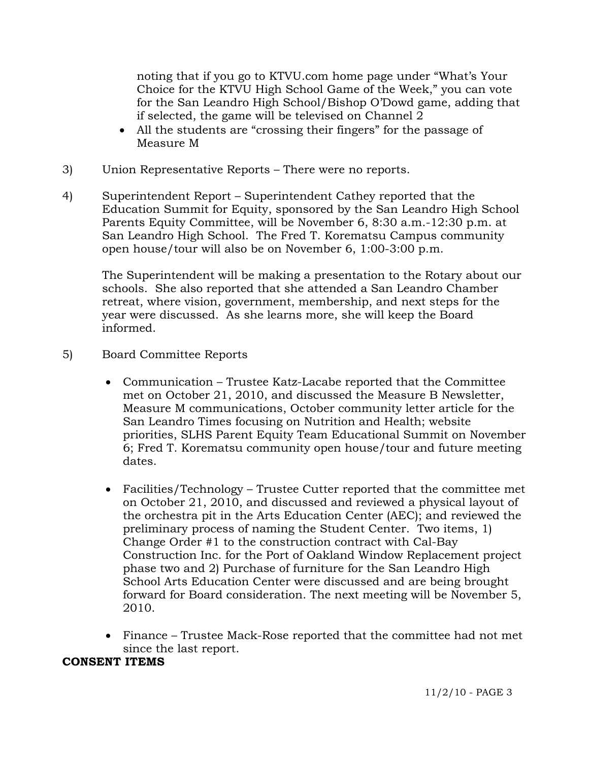noting that if you go to KTVU.com home page under "What's Your Choice for the KTVU High School Game of the Week," you can vote for the San Leandro High School/Bishop O'Dowd game, adding that if selected, the game will be televised on Channel 2

- All the students are "crossing their fingers" for the passage of Measure M

3) Union Representative Reports – There were no reports.

4) Superintendent Report – Superintendent Cathey reported that the Education Summit for Equity, sponsored by the San Leandro High School Parents Equity Committee, will be November 6, 8:30 a.m.-12:30 p.m. at San Leandro High School. The Fred T. Korematsu Campus community open house/tour will also be on November 6, 1:00-3:00 p.m.

   The Superintendent will be making a presentation to the Rotary about our schools. She also reported that she attended a San Leandro Chamber retreat, where vision, government, membership, and next steps for the year were discussed. As she learns more, she will keep the Board informed.

5) Board Committee Reports

   - Communication – Trustee Katz-Lacabe reported that the Committee met on October 21, 2010, and discussed the Measure B Newsletter, Measure M communications, October community letter article for the San Leandro Times focusing on Nutrition and Health; website priorities, SLHS Parent Equity Team Educational Summit on November 6; Fred T. Korematsu community open house/tour and future meeting dates.

   - Facilities/Technology – Trustee Cutter reported that the committee met on October 21, 2010, and discussed and reviewed a physical layout of the orchestra pit in the Arts Education Center (AEC); and reviewed the preliminary process of naming the Student Center. Two items, 1) Change Order #1 to the construction contract with Cal-Bay Construction Inc. for the Port of Oakland Window Replacement project phase two and 2) Purchase of furniture for the San Leandro High School Arts Education Center were discussed and are being brought forward for Board consideration. The next meeting will be November 5, 2010.

   - Finance – Trustee Mack-Rose reported that the committee had not met since the last report.

**CONSENT ITEMS**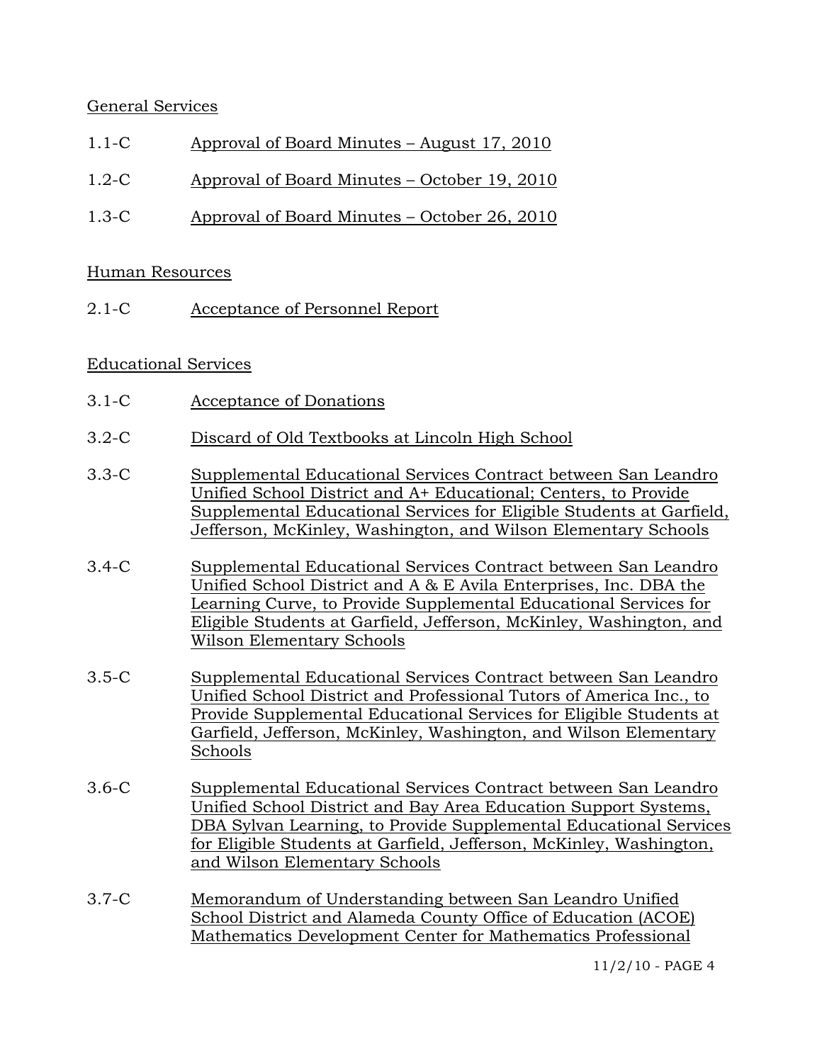General Services

1.1-C Approval of Board Minutes – August 17, 2010

1.2-C Approval of Board Minutes – October 19, 2010

1.3-C Approval of Board Minutes – October 26, 2010

Human Resources

2.1-C Acceptance of Personnel Report

Educational Services

3.1-C Acceptance of Donations

3.2-C Discard of Old Textbooks at Lincoln High School

3.3-C Supplemental Educational Services Contract between San Leandro Unified School District and A+ Educational; Centers, to Provide Supplemental Educational Services for Eligible Students at Garfield, Jefferson, McKinley, Washington, and Wilson Elementary Schools

3.4-C Supplemental Educational Services Contract between San Leandro Unified School District and A & E Avila Enterprises, Inc. DBA the Learning Curve, to Provide Supplemental Educational Services for Eligible Students at Garfield, Jefferson, McKinley, Washington, and Wilson Elementary Schools

3.5-C Supplemental Educational Services Contract between San Leandro Unified School District and Professional Tutors of America Inc., to Provide Supplemental Educational Services for Eligible Students at Garfield, Jefferson, McKinley, Washington, and Wilson Elementary Schools

3.6-C Supplemental Educational Services Contract between San Leandro Unified School District and Bay Area Education Support Systems, DBA Sylvan Learning, to Provide Supplemental Educational Services for Eligible Students at Garfield, Jefferson, McKinley, Washington, and Wilson Elementary Schools

3.7-C Memorandum of Understanding between San Leandro Unified School District and Alameda County Office of Education (ACOE) Mathematics Development Center for Mathematics Professional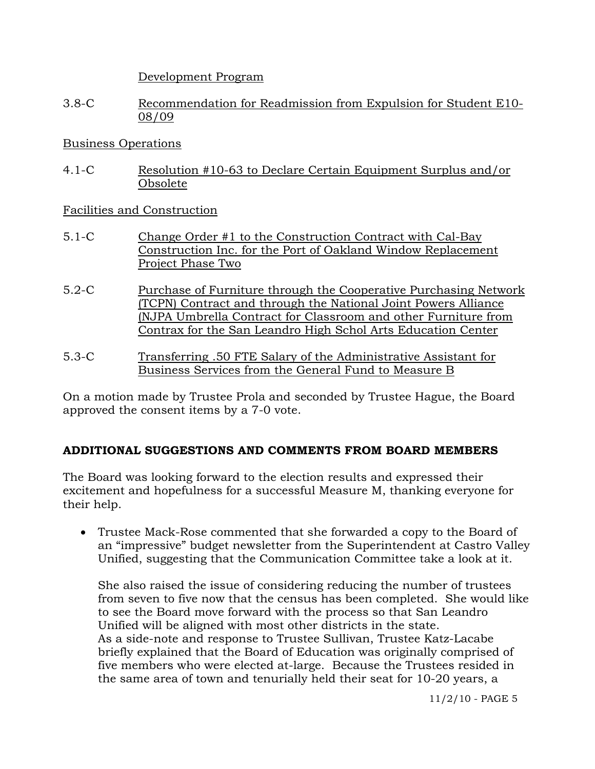Development Program

3.8-C Recommendation for Readmission from Expulsion for Student E10-08/09

Business Operations

4.1-C Resolution #10-63 to Declare Certain Equipment Surplus and/or Obsolete

Facilities and Construction

5.1-C Change Order #1 to the Construction Contract with Cal-Bay Construction Inc. for the Port of Oakland Window Replacement Project Phase Two

5.2-C Purchase of Furniture through the Cooperative Purchasing Network (TCPN) Contract and through the National Joint Powers Alliance (NJPA Umbrella Contract for Classroom and other Furniture from Contrax for the San Leandro High Schol Arts Education Center

5.3-C Transferring .50 FTE Salary of the Administrative Assistant for Business Services from the General Fund to Measure B

On a motion made by Trustee Prola and seconded by Trustee Hague, the Board approved the consent items by a 7-0 vote.

**ADDITIONAL SUGGESTIONS AND COMMENTS FROM BOARD MEMBERS**

The Board was looking forward to the election results and expressed their excitement and hopefulness for a successful Measure M, thanking everyone for their help.

- Trustee Mack-Rose commented that she forwarded a copy to the Board of an "impressive" budget newsletter from the Superintendent at Castro Valley Unified, suggesting that the Communication Committee take a look at it.

  She also raised the issue of considering reducing the number of trustees from seven to five now that the census has been completed. She would like to see the Board move forward with the process so that San Leandro Unified will be aligned with most other districts in the state.
  As a side-note and response to Trustee Sullivan, Trustee Katz-Lacabe briefly explained that the Board of Education was originally comprised of five members who were elected at-large. Because the Trustees resided in the same area of town and tenurially held their seat for 10-20 years, a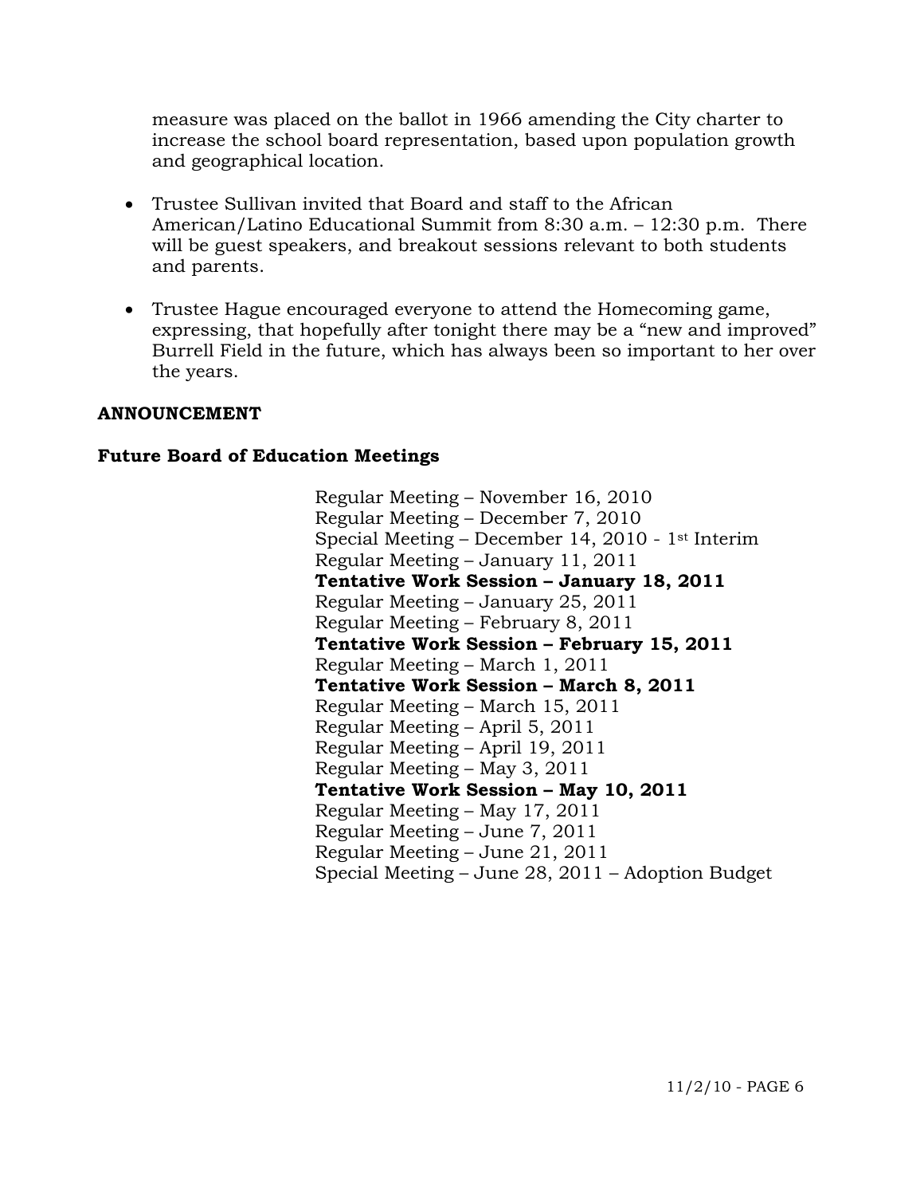measure was placed on the ballot in 1966 amending the City charter to increase the school board representation, based upon population growth and geographical location.

- Trustee Sullivan invited that Board and staff to the African American/Latino Educational Summit from 8:30 a.m. – 12:30 p.m. There will be guest speakers, and breakout sessions relevant to both students and parents.
- Trustee Hague encouraged everyone to attend the Homecoming game, expressing, that hopefully after tonight there may be a "new and improved" Burrell Field in the future, which has always been so important to her over the years.

## ANNOUNCEMENT

### Future Board of Education Meetings

Regular Meeting – November 16, 2010
Regular Meeting – December 7, 2010
Special Meeting – December 14, 2010 - 1st Interim
Regular Meeting – January 11, 2011
**Tentative Work Session – January 18, 2011**
Regular Meeting – January 25, 2011
Regular Meeting – February 8, 2011
**Tentative Work Session – February 15, 2011**
Regular Meeting – March 1, 2011
**Tentative Work Session – March 8, 2011**
Regular Meeting – March 15, 2011
Regular Meeting – April 5, 2011
Regular Meeting – April 19, 2011
Regular Meeting – May 3, 2011
**Tentative Work Session – May 10, 2011**
Regular Meeting – May 17, 2011
Regular Meeting – June 7, 2011
Regular Meeting – June 21, 2011
Special Meeting – June 28, 2011 – Adoption Budget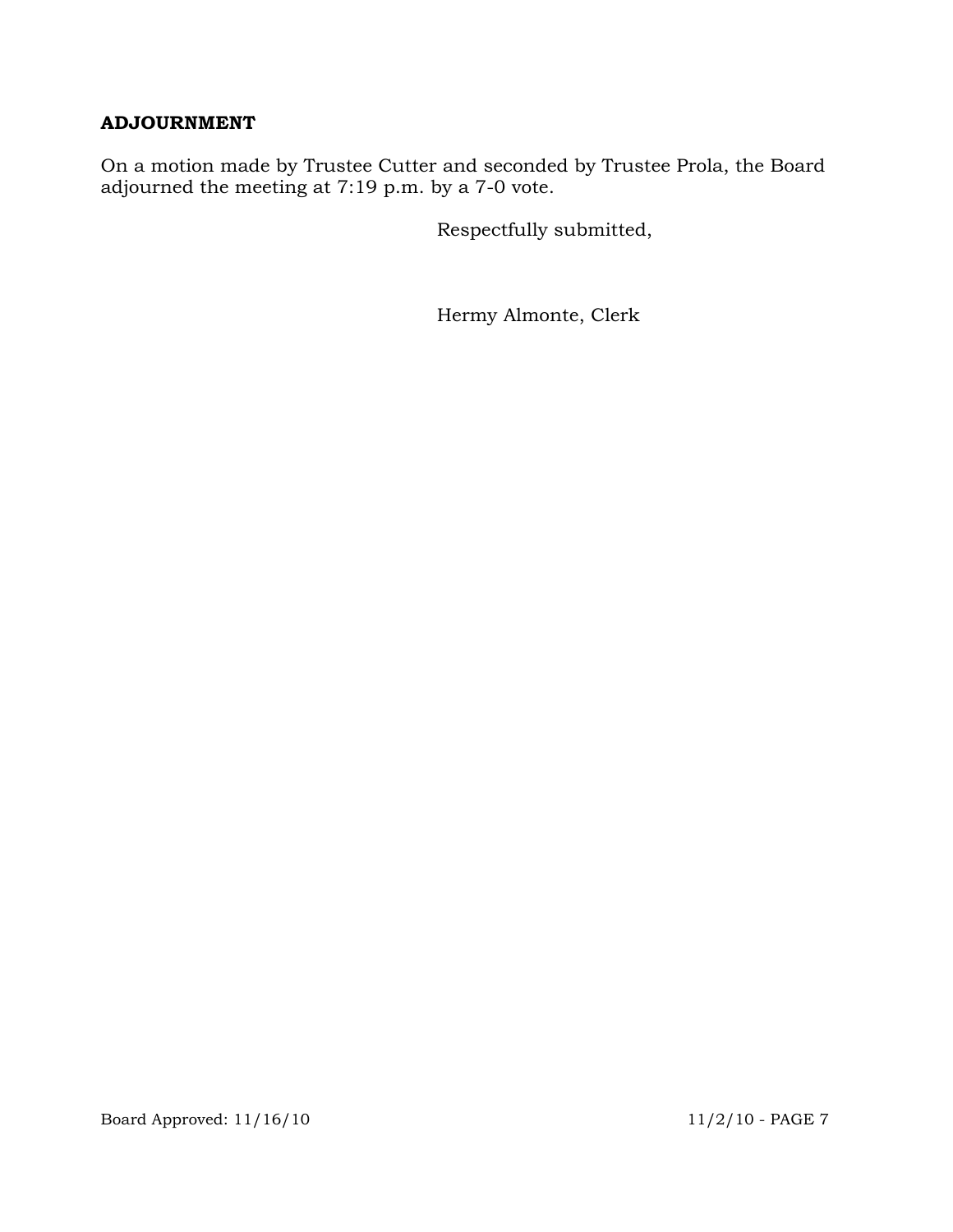**ADJOURNMENT**

On a motion made by Trustee Cutter and seconded by Trustee Prola, the Board adjourned the meeting at 7:19 p.m. by a 7-0 vote.

Respectfully submitted,

Hermy Almonte, Clerk